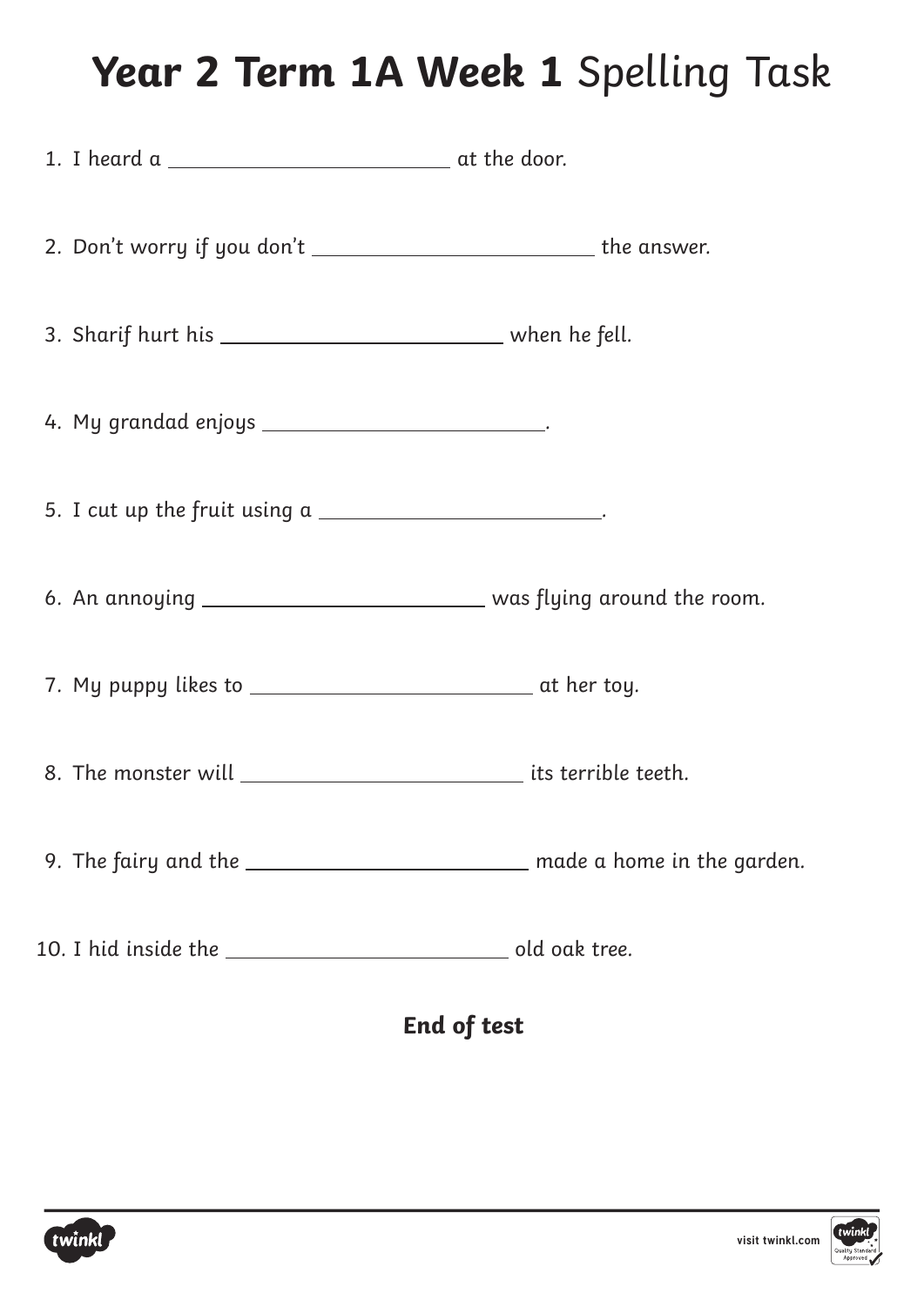# **Year 2 Term 1A Week 1** Spelling Task

1. I heard a \_\_\_\_\_\_\_\_\_\_\_\_\_\_\_\_\_\_\_\_ at the door.

2. Don't worry if you don't \_\_\_\_\_\_\_\_\_\_\_\_\_\_\_\_\_\_\_\_ the answer.

3. Sharif hurt his \_\_\_\_\_\_\_\_\_\_\_\_\_\_\_\_\_\_\_\_ when he fell.

4. My grandad enjoys \_\_\_\_\_\_\_\_\_\_\_\_\_\_\_\_\_\_\_\_.

5. I cut up the fruit using a \_\_\_\_\_\_\_\_\_\_\_\_\_\_\_\_\_\_\_\_.

6. An annoying \_\_\_\_\_\_\_\_\_\_\_\_\_\_\_\_\_\_\_\_ was flying around the room.

7. My puppy likes to \_\_\_\_\_\_\_\_\_\_\_\_\_\_\_\_\_\_\_\_ at her toy.

8. The monster will \_\_\_\_\_\_\_\_\_\_\_\_\_\_\_\_\_\_\_\_ its terrible teeth.

9. The fairy and the \_\_\_\_\_\_\_\_\_\_\_\_\_\_\_\_\_\_\_\_ made a home in the garden.

10. I hid inside the \_\_\_\_\_\_\_\_\_\_\_\_\_\_\_\_\_\_\_\_ old oak tree.

**End of test**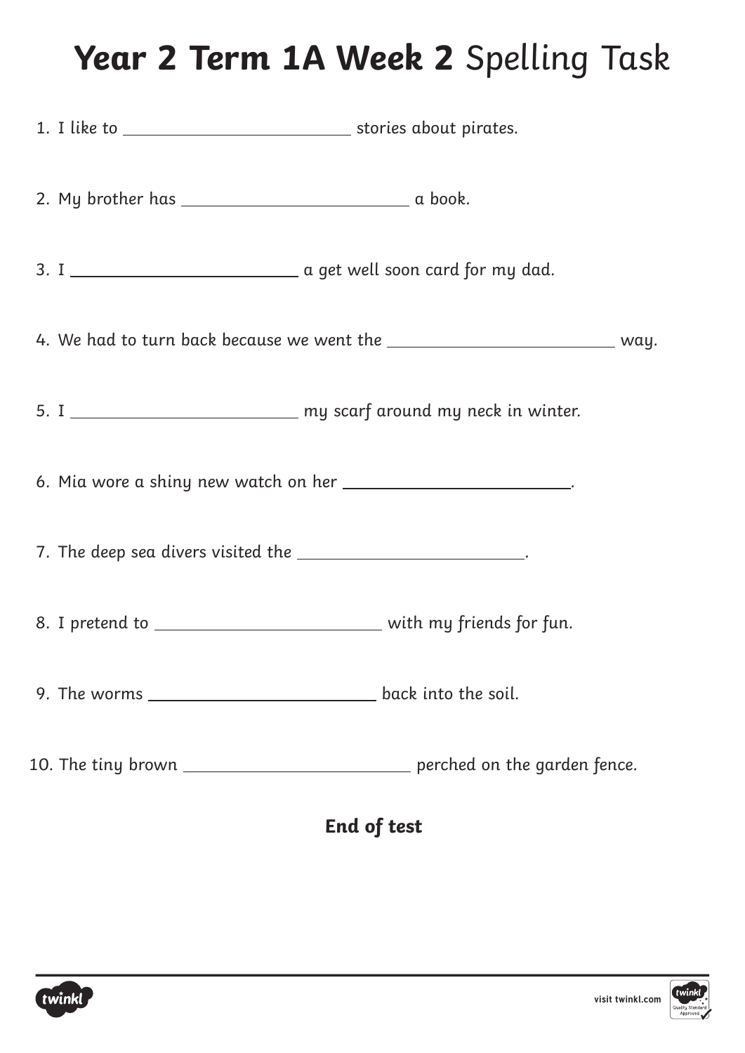# **Year 2 Term 1A Week 2** Spelling Task

1. I like to ______________________ stories about pirates.
2. My brother has ______________________ a book.
3. I ______________________ a get well soon card for my dad.
4. We had to turn back because we went the ______________________ way.
5. I ______________________ my scarf around my neck in winter.
6. Mia wore a shiny new watch on her ______________________.
7. The deep sea divers visited the ______________________.
8. I pretend to ______________________ with my friends for fun.
9. The worms ______________________ back into the soil.
10. The tiny brown ______________________ perched on the garden fence.

**End of test**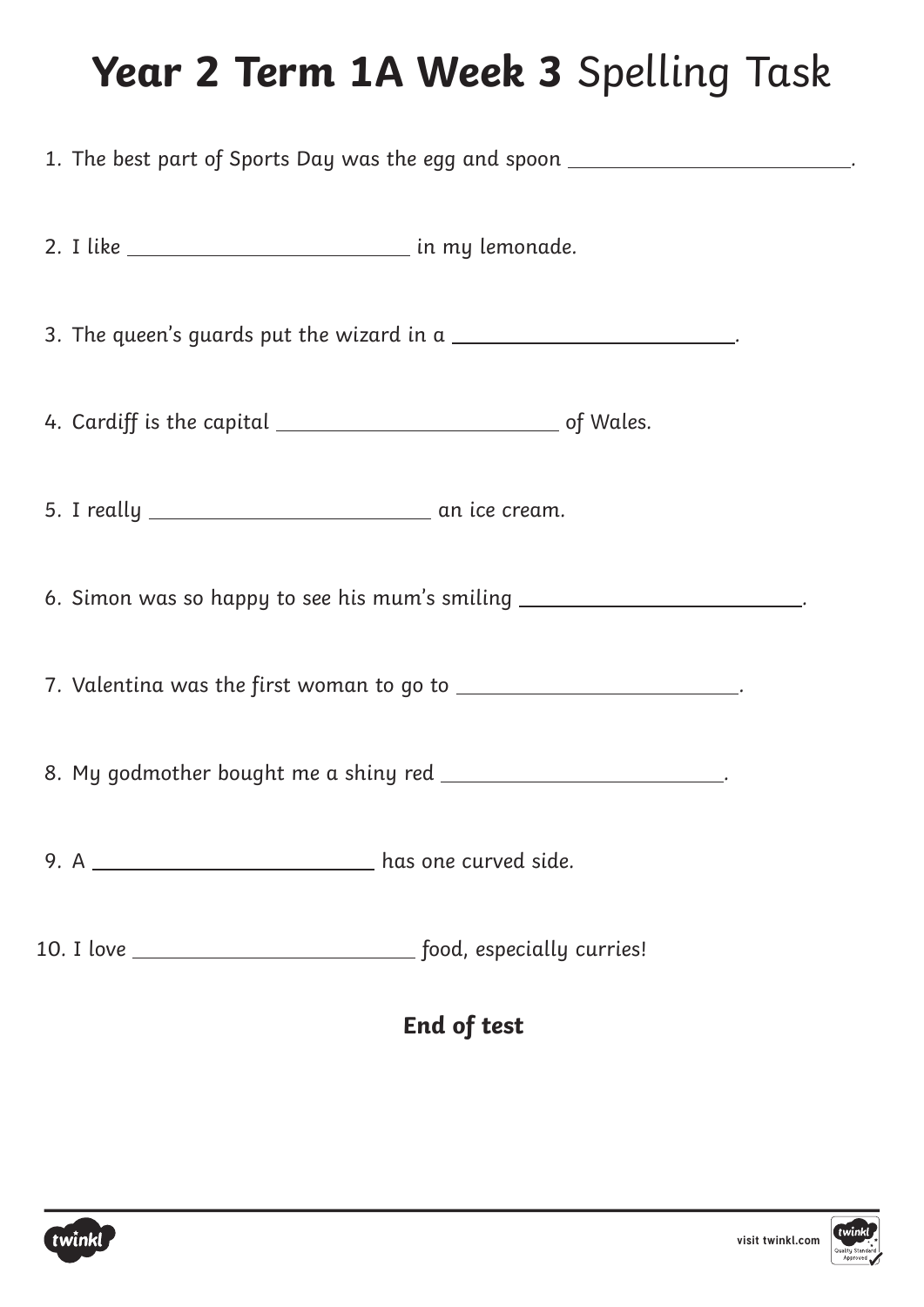# **Year 2 Term 1A Week 3** Spelling Task

1. The best part of Sports Day was the egg and spoon ________________.

2. I like ________________ in my lemonade.

3. The queen's guards put the wizard in a ________________.

4. Cardiff is the capital ________________ of Wales.

5. I really ________________ an ice cream.

6. Simon was so happy to see his mum's smiling ________________.

7. Valentina was the first woman to go to ________________.

8. My godmother bought me a shiny red ________________.

9. A ________________ has one curved side.

10. I love ________________ food, especially curries!

**End of test**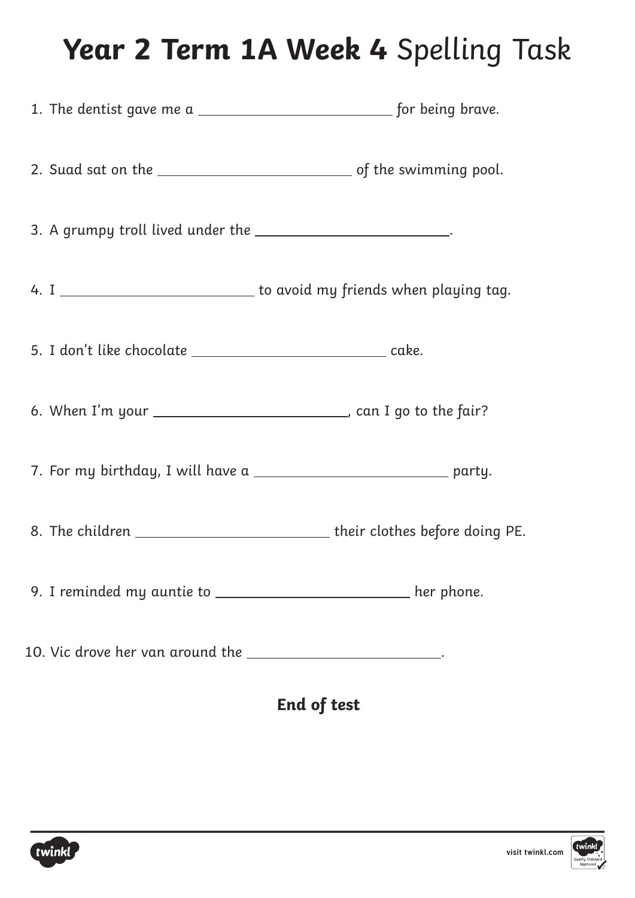# **Year 2 Term 1A Week 4** Spelling Task

1. The dentist gave me a ________________________ for being brave.

2. Suad sat on the ________________________ of the swimming pool.

3. A grumpy troll lived under the ________________________.

4. I ________________________ to avoid my friends when playing tag.

5. I don't like chocolate ________________________ cake.

6. When I'm your ________________________, can I go to the fair?

7. For my birthday, I will have a ________________________ party.

8. The children ________________________ their clothes before doing PE.

9. I reminded my auntie to ________________________ her phone.

10. Vic drove her van around the ________________________.

**End of test**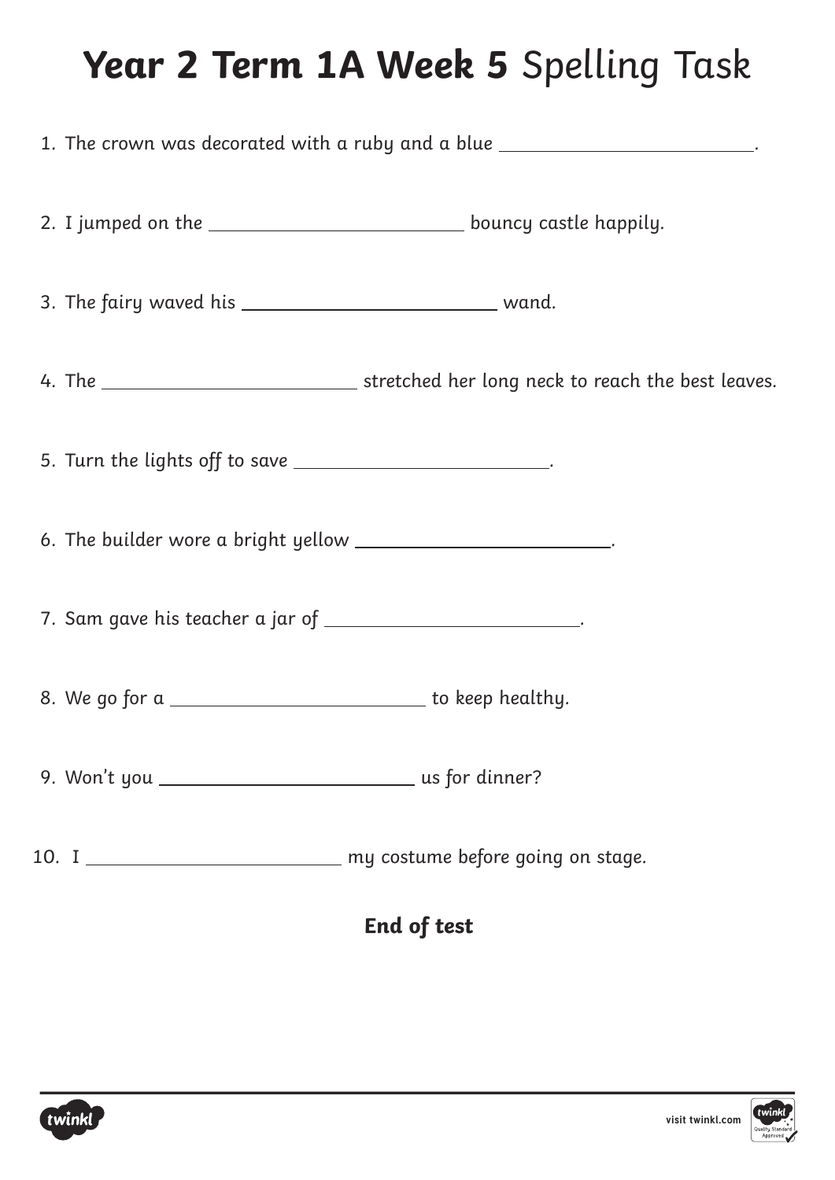# **Year 2 Term 1A Week 5** Spelling Task

1. The crown was decorated with a ruby and a blue ________________.

2. I jumped on the ________________ bouncy castle happily.

3. The fairy waved his ________________ wand.

4. The ________________ stretched her long neck to reach the best leaves.

5. Turn the lights off to save ________________.

6. The builder wore a bright yellow ________________.

7. Sam gave his teacher a jar of ________________.

8. We go for a ________________ to keep healthy.

9. Won't you ________________ us for dinner?

10. I ________________ my costume before going on stage.

**End of test**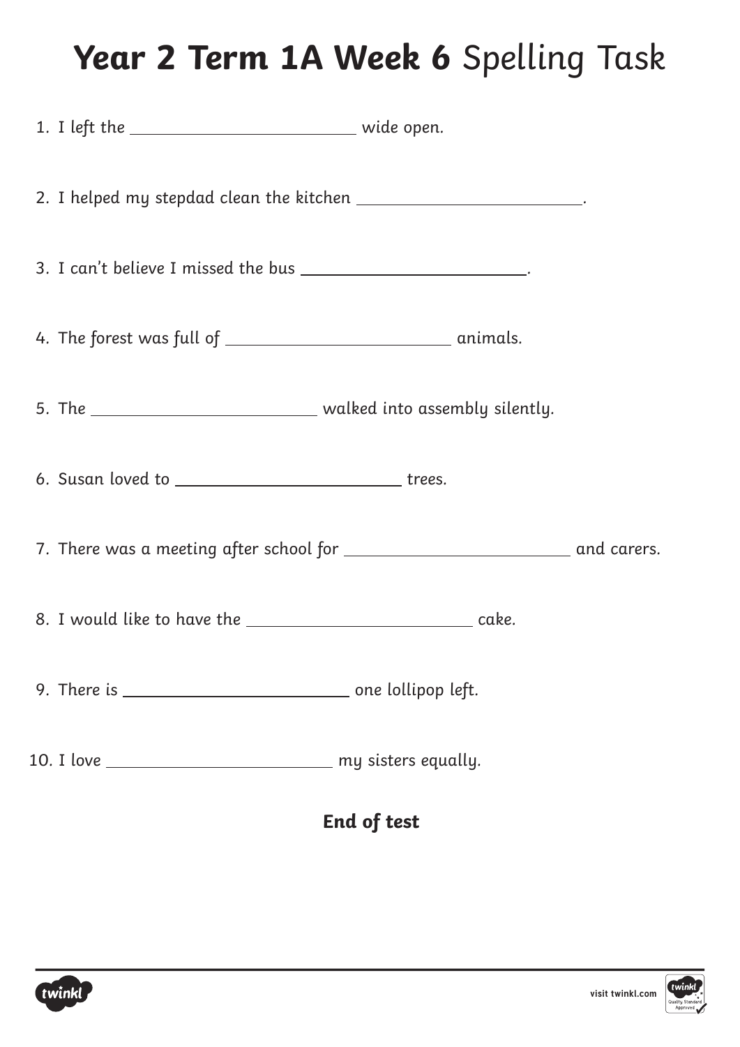# **Year 2 Term 1A Week 6** Spelling Task

1. I left the \_\_\_\_\_\_\_\_\_\_\_\_\_\_\_\_\_\_\_\_\_\_\_\_\_ wide open.

2. I helped my stepdad clean the kitchen \_\_\_\_\_\_\_\_\_\_\_\_\_\_\_\_\_\_\_\_\_\_\_\_\_.

3. I can't believe I missed the bus \_\_\_\_\_\_\_\_\_\_\_\_\_\_\_\_\_\_\_\_\_\_\_\_\_.

4. The forest was full of \_\_\_\_\_\_\_\_\_\_\_\_\_\_\_\_\_\_\_\_\_\_\_\_\_ animals.

5. The \_\_\_\_\_\_\_\_\_\_\_\_\_\_\_\_\_\_\_\_\_\_\_\_\_ walked into assembly silently.

6. Susan loved to \_\_\_\_\_\_\_\_\_\_\_\_\_\_\_\_\_\_\_\_\_\_\_\_\_ trees.

7. There was a meeting after school for \_\_\_\_\_\_\_\_\_\_\_\_\_\_\_\_\_\_\_\_\_\_\_\_\_ and carers.

8. I would like to have the \_\_\_\_\_\_\_\_\_\_\_\_\_\_\_\_\_\_\_\_\_\_\_\_\_ cake.

9. There is \_\_\_\_\_\_\_\_\_\_\_\_\_\_\_\_\_\_\_\_\_\_\_\_\_ one lollipop left.

10. I love \_\_\_\_\_\_\_\_\_\_\_\_\_\_\_\_\_\_\_\_\_\_\_\_\_ my sisters equally.

**End of test**